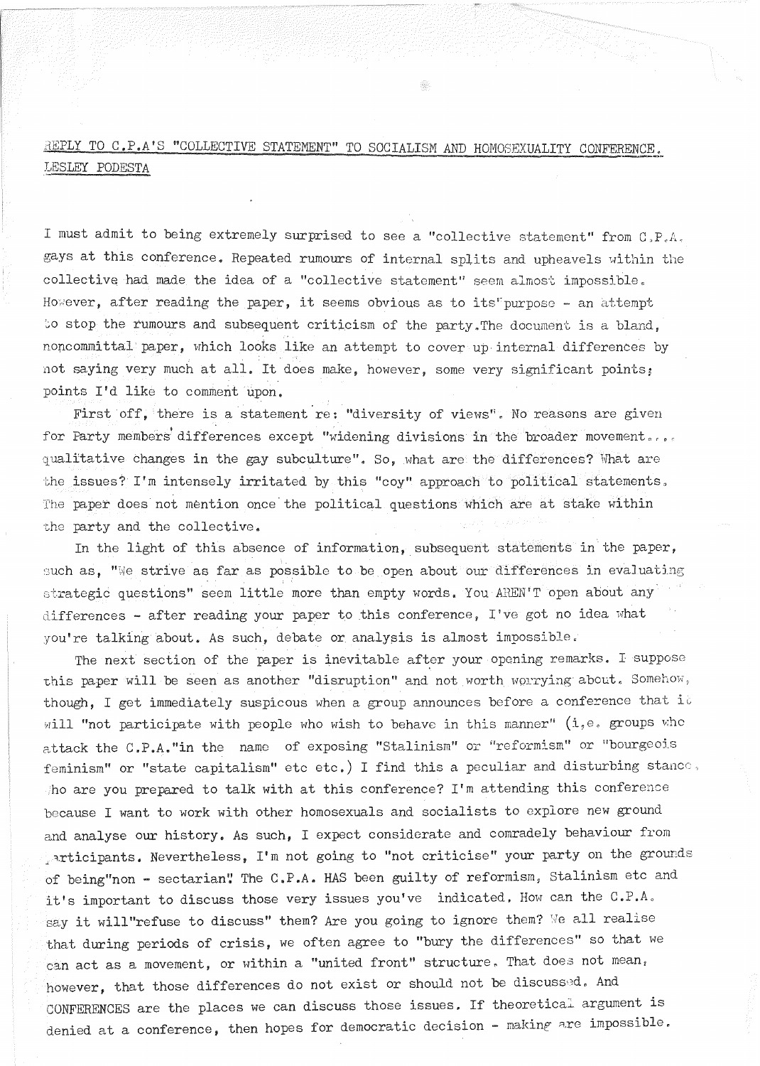REPLY TO C.P.A'S "COLLECTIVE STATEMENT" TO SOCIALISM AND HOMOSEXUALITY CONFERENCE.

LESLEY PODESTA

I must admit to being extremely surprised to see a "collective statement" from C.P.A. gays at this conference. Repeated rumours of internal splits and upheavals within the collective had made the idea of a "collective statement" seem almost impossible. However, after reading the paper, it seems obvious as to its purpose - an attempt to stop the rumours and subsequent criticism of the party. The document is a bland, noncommittal paper, which looks like an attempt to cover up internal differences by not saying very much at all. It does make, however, some very significant points; points I'd like to comment upon.

First off, there is a statement re: "diversity of views". No reasons are given for Party members' differences except "widening divisions in the broader movement.... qualitative changes in the gay subculture". So, what are the differences? What are the issues? I'm intensely irritated by this "coy" approach to political statements. The paper does not mention once the political questions which are at stake within the party and the collective.

In the light of this absence of information, subsequent statements in the paper, such as, "We strive as far as possible to be open about our differences in evaluating strategic questions" seem little more than empty words. You AREN'T open about any differences - after reading your paper to this conference, I've got no idea what you're talking about. As such, debate or analysis is almost impossible.

The next section of the paper is inevitable after your opening remarks. I suppose this paper will be seen as another "disruption" and not worth worrying about. Somehow, though, I get immediately suspicous when a group announces before a conference that it will "not participate with people who wish to behave in this manner" (i.e. groups who attack the C.P.A. "in the name of exposing "Stalinism" or "reformism" or "bourgeois feminism" or "state capitalism" etc etc.) I find this a peculiar and disturbing stance. Who are you prepared to talk with at this conference? I'm attending this conference because I want to work with other homosexuals and socialists to explore new ground and analyse our history. As such, I expect considerate and comradely behaviour from participants. Nevertheless, I'm not going to "not criticise" your party on the grounds of being "non - sectarian". The C.P.A. HAS been guilty of reformism, Stalinism etc and it's important to discuss those very issues you've indicated. How can the C.P.A. say it will "refuse to discuss" them? Are you going to ignore them? We all realise that during periods of crisis, we often agree to "bury the differences" so that we can act as a movement, or within a "united front" structure. That does not mean, however, that those differences do not exist or should not be discussed. And CONFERENCES are the places we can discuss those issues. If theoretical argument is denied at a conference, then hopes for democratic decision - making are impossible.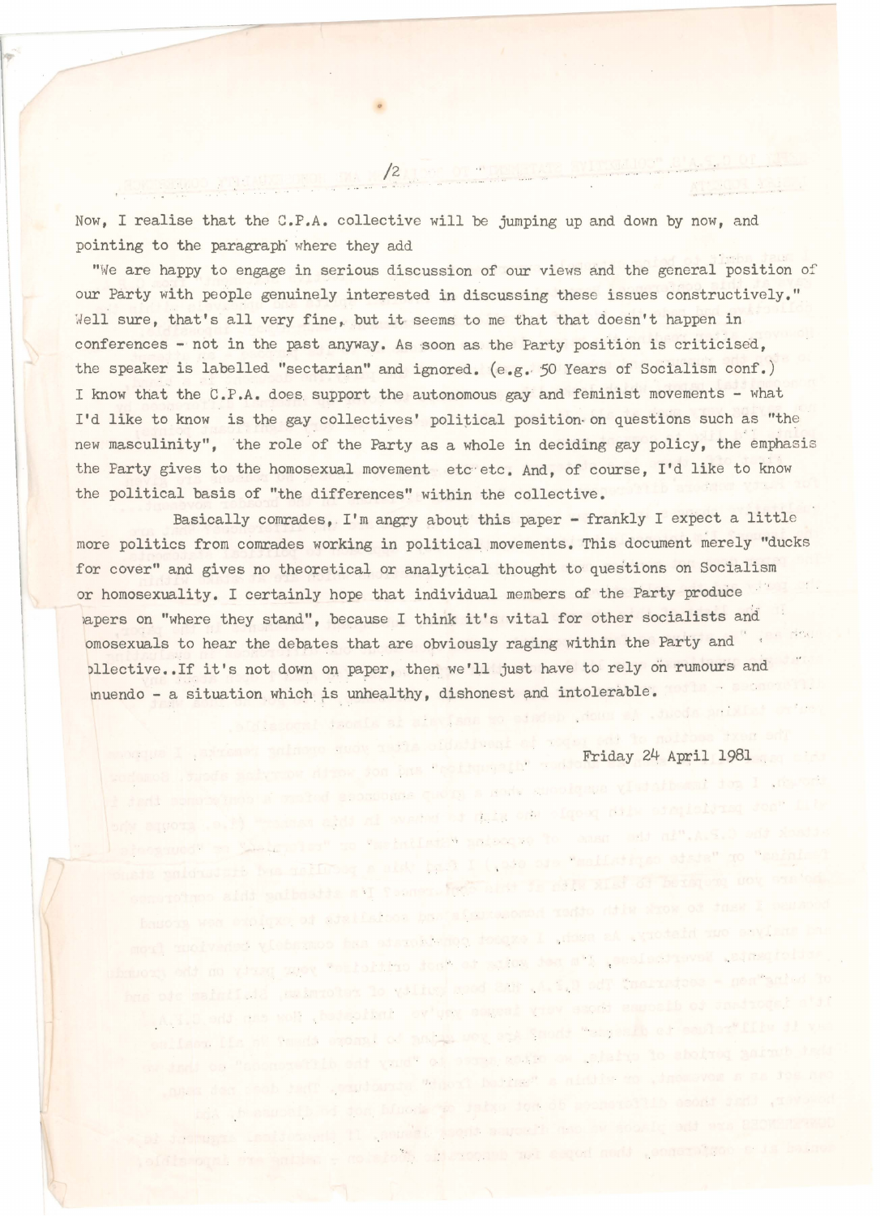Now, I realise that the C.P.A. collective will be jumping up and down by now, and pointing to the paragraph where they add

"We are happy to engage in serious discussion of our views and the general position of our Party with people genuinely interested in discussing these issues constructively." Well sure, that's all very fine, but it seems to me that that doesn't happen in conferences - not in the past anyway. As soon as the Party position is criticised, the speaker is labelled "sectarian" and ignored. (e.g. 50 Years of Socialism conf.) I know that the C.P.A. does support the autonomous gay and feminist movements - what I'd like to know is the gay collectives' political position on questions such as "the new masculinity", the role of the Party as a whole in deciding gay policy, the emphasis the Party gives to the homosexual movement etc etc. And, of course, I'd like to know the political basis of "the differences" within the collective.

Basically comrades, I'm angry about this paper - frankly I expect a little more politics from comrades working in political movements. This document merely "ducks for cover" and gives no theoretical or analytical thought to questions on Socialism or homosexuality. I certainly hope that individual members of the Party produce papers on "where they stand", because I think it's vital for other socialists and homosexuals to hear the debates that are obviously raging within the Party and collective..If it's not down on paper, then we'll just have to rely on rumours and innuendo - a situation which is unhealthy, dishonest and intolerable.

Friday 24 April 1981